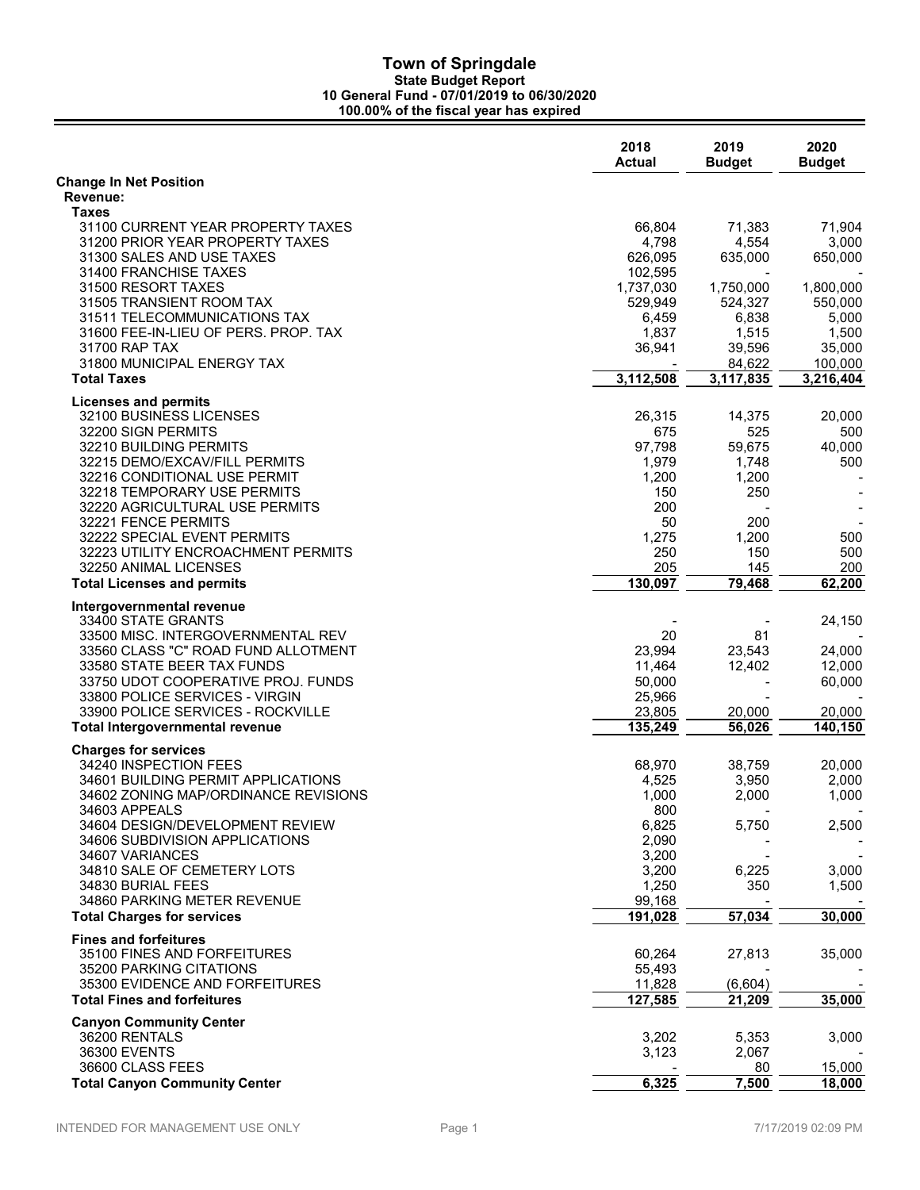# Town of Springdale

**State Budget Report**
**10 General Fund - 07/01/2019 to 06/30/2020**
**100.00% of the fiscal year has expired**

| | 2018 Actual | 2019 Budget | 2020 Budget |
|---|---|---|---|
| **Change In Net Position** | | | |
| **Revenue:** | | | |
| **Taxes** | | | |
| 31100 CURRENT YEAR PROPERTY TAXES | 66,804 | 71,383 | 71,904 |
| 31200 PRIOR YEAR PROPERTY TAXES | 4,798 | 4,554 | 3,000 |
| 31300 SALES AND USE TAXES | 626,095 | 635,000 | 650,000 |
| 31400 FRANCHISE TAXES | 102,595 | - | - |
| 31500 RESORT TAXES | 1,737,030 | 1,750,000 | 1,800,000 |
| 31505 TRANSIENT ROOM TAX | 529,949 | 524,327 | 550,000 |
| 31511 TELECOMMUNICATIONS TAX | 6,459 | 6,838 | 5,000 |
| 31600 FEE-IN-LIEU OF PERS. PROP. TAX | 1,837 | 1,515 | 1,500 |
| 31700 RAP TAX | 36,941 | 39,596 | 35,000 |
| 31800 MUNICIPAL ENERGY TAX | - | 84,622 | 100,000 |
| **Total Taxes** | **3,112,508** | **3,117,835** | **3,216,404** |
| **Licenses and permits** | | | |
| 32100 BUSINESS LICENSES | 26,315 | 14,375 | 20,000 |
| 32200 SIGN PERMITS | 675 | 525 | 500 |
| 32210 BUILDING PERMITS | 97,798 | 59,675 | 40,000 |
| 32215 DEMO/EXCAV/FILL PERMITS | 1,979 | 1,748 | 500 |
| 32216 CONDITIONAL USE PERMIT | 1,200 | 1,200 | - |
| 32218 TEMPORARY USE PERMITS | 150 | 250 | - |
| 32220 AGRICULTURAL USE PERMITS | 200 | - | - |
| 32221 FENCE PERMITS | 50 | 200 | - |
| 32222 SPECIAL EVENT PERMITS | 1,275 | 1,200 | 500 |
| 32223 UTILITY ENCROACHMENT PERMITS | 250 | 150 | 500 |
| 32250 ANIMAL LICENSES | 205 | 145 | 200 |
| **Total Licenses and permits** | **130,097** | **79,468** | **62,200** |
| **Intergovernmental revenue** | | | |
| 33400 STATE GRANTS | - | - | 24,150 |
| 33500 MISC. INTERGOVERNMENTAL REV | 20 | 81 | - |
| 33560 CLASS "C" ROAD FUND ALLOTMENT | 23,994 | 23,543 | 24,000 |
| 33580 STATE BEER TAX FUNDS | 11,464 | 12,402 | 12,000 |
| 33750 UDOT COOPERATIVE PROJ. FUNDS | 50,000 | - | 60,000 |
| 33800 POLICE SERVICES - VIRGIN | 25,966 | - | - |
| 33900 POLICE SERVICES - ROCKVILLE | 23,805 | 20,000 | 20,000 |
| **Total Intergovernmental revenue** | **135,249** | **56,026** | **140,150** |
| **Charges for services** | | | |
| 34240 INSPECTION FEES | 68,970 | 38,759 | 20,000 |
| 34601 BUILDING PERMIT APPLICATIONS | 4,525 | 3,950 | 2,000 |
| 34602 ZONING MAP/ORDINANCE REVISIONS | 1,000 | 2,000 | 1,000 |
| 34603 APPEALS | 800 | - | - |
| 34604 DESIGN/DEVELOPMENT REVIEW | 6,825 | 5,750 | 2,500 |
| 34606 SUBDIVISION APPLICATIONS | 2,090 | - | - |
| 34607 VARIANCES | 3,200 | - | - |
| 34810 SALE OF CEMETERY LOTS | 3,200 | 6,225 | 3,000 |
| 34830 BURIAL FEES | 1,250 | 350 | 1,500 |
| 34860 PARKING METER REVENUE | 99,168 | - | - |
| **Total Charges for services** | **191,028** | **57,034** | **30,000** |
| **Fines and forfeitures** | | | |
| 35100 FINES AND FORFEITURES | 60,264 | 27,813 | 35,000 |
| 35200 PARKING CITATIONS | 55,493 | - | - |
| 35300 EVIDENCE AND FORFEITURES | 11,828 | (6,604) | - |
| **Total Fines and forfeitures** | **127,585** | **21,209** | **35,000** |
| **Canyon Community Center** | | | |
| 36200 RENTALS | 3,202 | 5,353 | 3,000 |
| 36300 EVENTS | 3,123 | 2,067 | - |
| 36600 CLASS FEES | - | 80 | 15,000 |
| **Total Canyon Community Center** | **6,325** | **7,500** | **18,000** |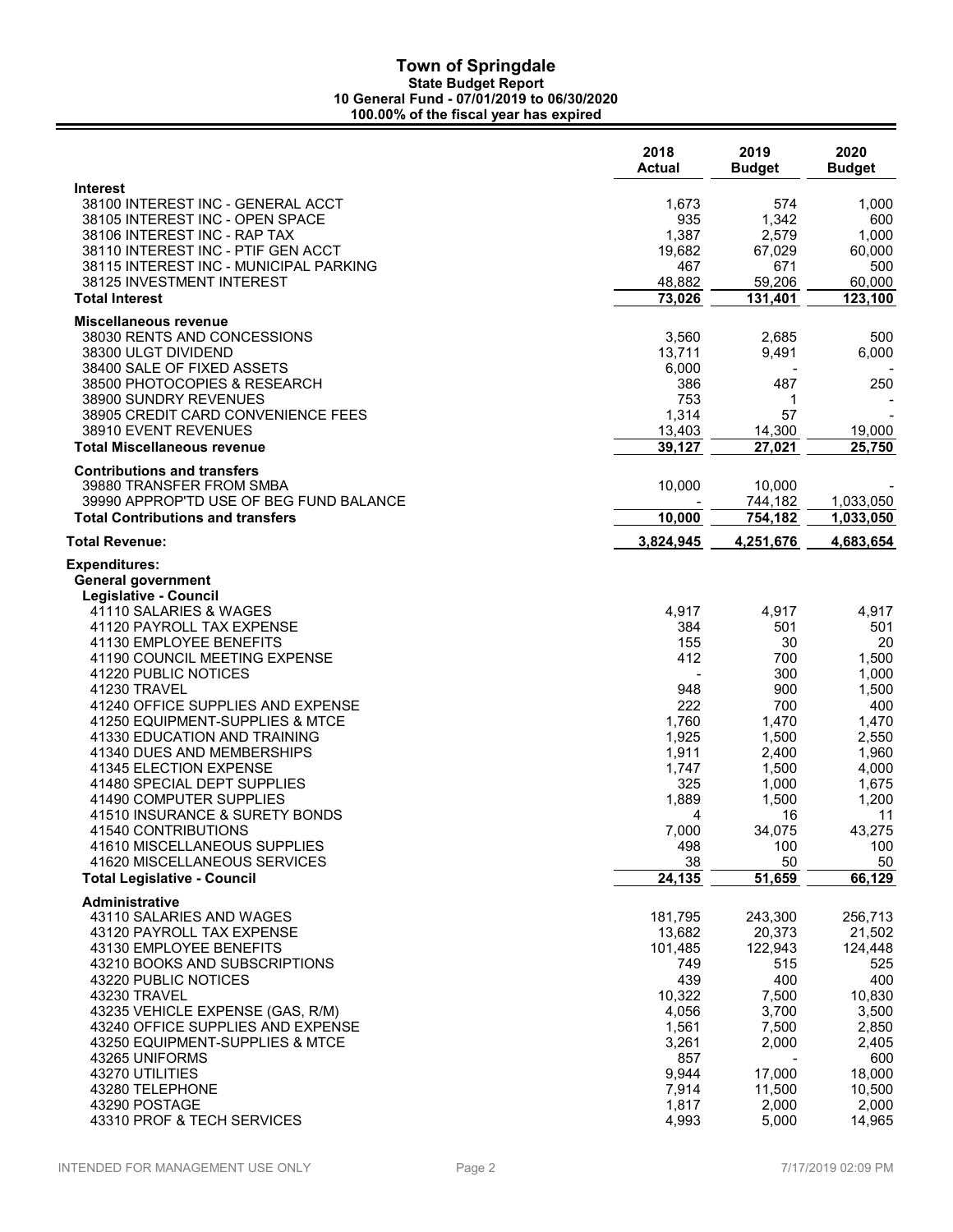# Town of Springdale

**State Budget Report**
**10 General Fund - 07/01/2019 to 06/30/2020**
**100.00% of the fiscal year has expired**

| | 2018 Actual | 2019 Budget | 2020 Budget |
|---|---|---|---|
| **Interest** | | | |
| 38100 INTEREST INC - GENERAL ACCT | 1,673 | 574 | 1,000 |
| 38105 INTEREST INC - OPEN SPACE | 935 | 1,342 | 600 |
| 38106 INTEREST INC - RAP TAX | 1,387 | 2,579 | 1,000 |
| 38110 INTEREST INC - PTIF GEN ACCT | 19,682 | 67,029 | 60,000 |
| 38115 INTEREST INC - MUNICIPAL PARKING | 467 | 671 | 500 |
| 38125 INVESTMENT INTEREST | 48,882 | 59,206 | 60,000 |
| **Total Interest** | **73,026** | **131,401** | **123,100** |
| **Miscellaneous revenue** | | | |
| 38030 RENTS AND CONCESSIONS | 3,560 | 2,685 | 500 |
| 38300 ULGT DIVIDEND | 13,711 | 9,491 | 6,000 |
| 38400 SALE OF FIXED ASSETS | 6,000 | - | - |
| 38500 PHOTOCOPIES & RESEARCH | 386 | 487 | 250 |
| 38900 SUNDRY REVENUES | 753 | 1 | - |
| 38905 CREDIT CARD CONVENIENCE FEES | 1,314 | 57 | - |
| 38910 EVENT REVENUES | 13,403 | 14,300 | 19,000 |
| **Total Miscellaneous revenue** | **39,127** | **27,021** | **25,750** |
| **Contributions and transfers** | | | |
| 39880 TRANSFER FROM SMBA | 10,000 | 10,000 | - |
| 39990 APPROP'TD USE OF BEG FUND BALANCE | - | 744,182 | 1,033,050 |
| **Total Contributions and transfers** | **10,000** | **754,182** | **1,033,050** |
| **Total Revenue:** | **3,824,945** | **4,251,676** | **4,683,654** |
| **Expenditures:** | | | |
| **General government** | | | |
| **Legislative - Council** | | | |
| 41110 SALARIES & WAGES | 4,917 | 4,917 | 4,917 |
| 41120 PAYROLL TAX EXPENSE | 384 | 501 | 501 |
| 41130 EMPLOYEE BENEFITS | 155 | 30 | 20 |
| 41190 COUNCIL MEETING EXPENSE | 412 | 700 | 1,500 |
| 41220 PUBLIC NOTICES | - | 300 | 1,000 |
| 41230 TRAVEL | 948 | 900 | 1,500 |
| 41240 OFFICE SUPPLIES AND EXPENSE | 222 | 700 | 400 |
| 41250 EQUIPMENT-SUPPLIES & MTCE | 1,760 | 1,470 | 1,470 |
| 41330 EDUCATION AND TRAINING | 1,925 | 1,500 | 2,550 |
| 41340 DUES AND MEMBERSHIPS | 1,911 | 2,400 | 1,960 |
| 41345 ELECTION EXPENSE | 1,747 | 1,500 | 4,000 |
| 41480 SPECIAL DEPT SUPPLIES | 325 | 1,000 | 1,675 |
| 41490 COMPUTER SUPPLIES | 1,889 | 1,500 | 1,200 |
| 41510 INSURANCE & SURETY BONDS | 4 | 16 | 11 |
| 41540 CONTRIBUTIONS | 7,000 | 34,075 | 43,275 |
| 41610 MISCELLANEOUS SUPPLIES | 498 | 100 | 100 |
| 41620 MISCELLANEOUS SERVICES | 38 | 50 | 50 |
| **Total Legislative - Council** | **24,135** | **51,659** | **66,129** |
| **Administrative** | | | |
| 43110 SALARIES AND WAGES | 181,795 | 243,300 | 256,713 |
| 43120 PAYROLL TAX EXPENSE | 13,682 | 20,373 | 21,502 |
| 43130 EMPLOYEE BENEFITS | 101,485 | 122,943 | 124,448 |
| 43210 BOOKS AND SUBSCRIPTIONS | 749 | 515 | 525 |
| 43220 PUBLIC NOTICES | 439 | 400 | 400 |
| 43230 TRAVEL | 10,322 | 7,500 | 10,830 |
| 43235 VEHICLE EXPENSE (GAS, R/M) | 4,056 | 3,700 | 3,500 |
| 43240 OFFICE SUPPLIES AND EXPENSE | 1,561 | 7,500 | 2,850 |
| 43250 EQUIPMENT-SUPPLIES & MTCE | 3,261 | 2,000 | 2,405 |
| 43265 UNIFORMS | 857 | - | 600 |
| 43270 UTILITIES | 9,944 | 17,000 | 18,000 |
| 43280 TELEPHONE | 7,914 | 11,500 | 10,500 |
| 43290 POSTAGE | 1,817 | 2,000 | 2,000 |
| 43310 PROF & TECH SERVICES | 4,993 | 5,000 | 14,965 |

INTENDED FOR MANAGEMENT USE ONLY — 7/17/2019 02:09 PM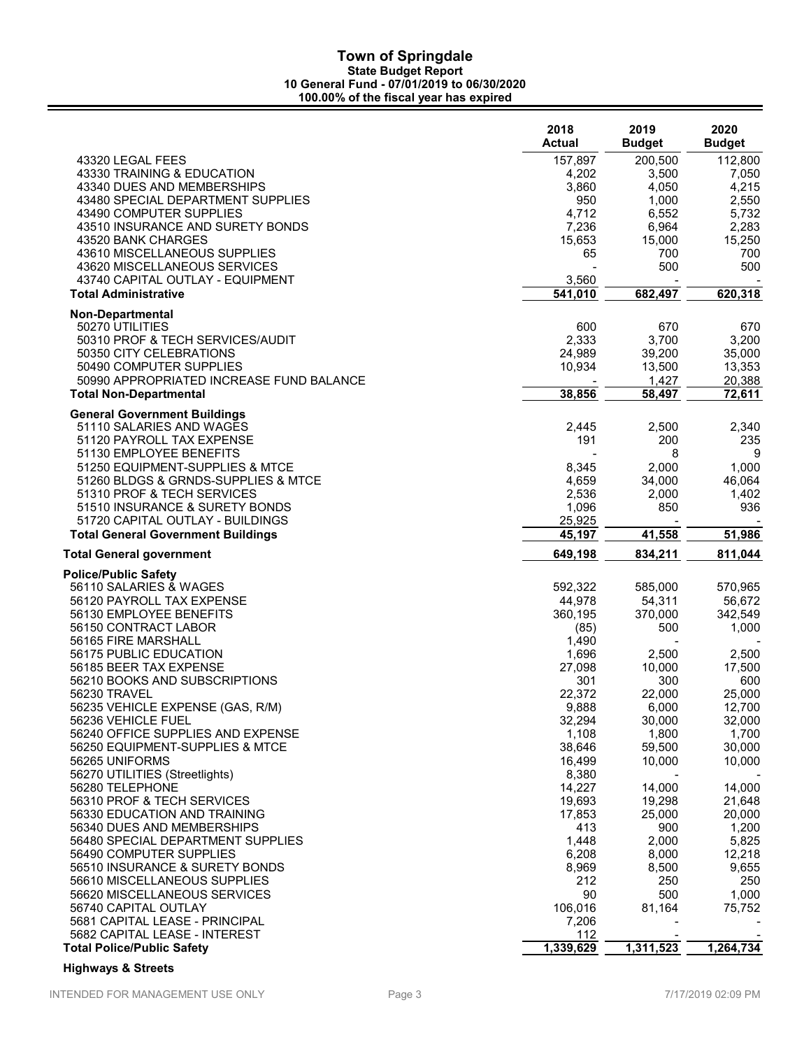# Town of Springdale

**State Budget Report**
**10 General Fund - 07/01/2019 to 06/30/2020**
**100.00% of the fiscal year has expired**

| | 2018 Actual | 2019 Budget | 2020 Budget |
|---|---|---|---|
| 43320 LEGAL FEES | 157,897 | 200,500 | 112,800 |
| 43330 TRAINING & EDUCATION | 4,202 | 3,500 | 7,050 |
| 43340 DUES AND MEMBERSHIPS | 3,860 | 4,050 | 4,215 |
| 43480 SPECIAL DEPARTMENT SUPPLIES | 950 | 1,000 | 2,550 |
| 43490 COMPUTER SUPPLIES | 4,712 | 6,552 | 5,732 |
| 43510 INSURANCE AND SURETY BONDS | 7,236 | 6,964 | 2,283 |
| 43520 BANK CHARGES | 15,653 | 15,000 | 15,250 |
| 43610 MISCELLANEOUS SUPPLIES | 65 | 700 | 700 |
| 43620 MISCELLANEOUS SERVICES | - | 500 | 500 |
| 43740 CAPITAL OUTLAY - EQUIPMENT | 3,560 | - | - |
| **Total Administrative** | **541,010** | **682,497** | **620,318** |
| **Non-Departmental** | | | |
| 50270 UTILITIES | 600 | 670 | 670 |
| 50310 PROF & TECH SERVICES/AUDIT | 2,333 | 3,700 | 3,200 |
| 50350 CITY CELEBRATIONS | 24,989 | 39,200 | 35,000 |
| 50490 COMPUTER SUPPLIES | 10,934 | 13,500 | 13,353 |
| 50990 APPROPRIATED INCREASE FUND BALANCE | - | 1,427 | 20,388 |
| **Total Non-Departmental** | **38,856** | **58,497** | **72,611** |
| **General Government Buildings** | | | |
| 51110 SALARIES AND WAGES | 2,445 | 2,500 | 2,340 |
| 51120 PAYROLL TAX EXPENSE | 191 | 200 | 235 |
| 51130 EMPLOYEE BENEFITS | - | 8 | 9 |
| 51250 EQUIPMENT-SUPPLIES & MTCE | 8,345 | 2,000 | 1,000 |
| 51260 BLDGS & GRNDS-SUPPLIES & MTCE | 4,659 | 34,000 | 46,064 |
| 51310 PROF & TECH SERVICES | 2,536 | 2,000 | 1,402 |
| 51510 INSURANCE & SURETY BONDS | 1,096 | 850 | 936 |
| 51720 CAPITAL OUTLAY - BUILDINGS | 25,925 | - | - |
| **Total General Government Buildings** | **45,197** | **41,558** | **51,986** |
| **Total General government** | **649,198** | **834,211** | **811,044** |
| **Police/Public Safety** | | | |
| 56110 SALARIES & WAGES | 592,322 | 585,000 | 570,965 |
| 56120 PAYROLL TAX EXPENSE | 44,978 | 54,311 | 56,672 |
| 56130 EMPLOYEE BENEFITS | 360,195 | 370,000 | 342,549 |
| 56150 CONTRACT LABOR | (85) | 500 | 1,000 |
| 56165 FIRE MARSHALL | 1,490 | - | - |
| 56175 PUBLIC EDUCATION | 1,696 | 2,500 | 2,500 |
| 56185 BEER TAX EXPENSE | 27,098 | 10,000 | 17,500 |
| 56210 BOOKS AND SUBSCRIPTIONS | 301 | 300 | 600 |
| 56230 TRAVEL | 22,372 | 22,000 | 25,000 |
| 56235 VEHICLE EXPENSE (GAS, R/M) | 9,888 | 6,000 | 12,700 |
| 56236 VEHICLE FUEL | 32,294 | 30,000 | 32,000 |
| 56240 OFFICE SUPPLIES AND EXPENSE | 1,108 | 1,800 | 1,700 |
| 56250 EQUIPMENT-SUPPLIES & MTCE | 38,646 | 59,500 | 30,000 |
| 56265 UNIFORMS | 16,499 | 10,000 | 10,000 |
| 56270 UTILITIES (Streetlights) | 8,380 | - | - |
| 56280 TELEPHONE | 14,227 | 14,000 | 14,000 |
| 56310 PROF & TECH SERVICES | 19,693 | 19,298 | 21,648 |
| 56330 EDUCATION AND TRAINING | 17,853 | 25,000 | 20,000 |
| 56340 DUES AND MEMBERSHIPS | 413 | 900 | 1,200 |
| 56480 SPECIAL DEPARTMENT SUPPLIES | 1,448 | 2,000 | 5,825 |
| 56490 COMPUTER SUPPLIES | 6,208 | 8,000 | 12,218 |
| 56510 INSURANCE & SURETY BONDS | 8,969 | 8,500 | 9,655 |
| 56610 MISCELLANEOUS SUPPLIES | 212 | 250 | 250 |
| 56620 MISCELLANEOUS SERVICES | 90 | 500 | 1,000 |
| 56740 CAPITAL OUTLAY | 106,016 | 81,164 | 75,752 |
| 5681 CAPITAL LEASE - PRINCIPAL | 7,206 | - | - |
| 5682 CAPITAL LEASE - INTEREST | 112 | - | - |
| **Total Police/Public Safety** | **1,339,629** | **1,311,523** | **1,264,734** |

**Highways & Streets**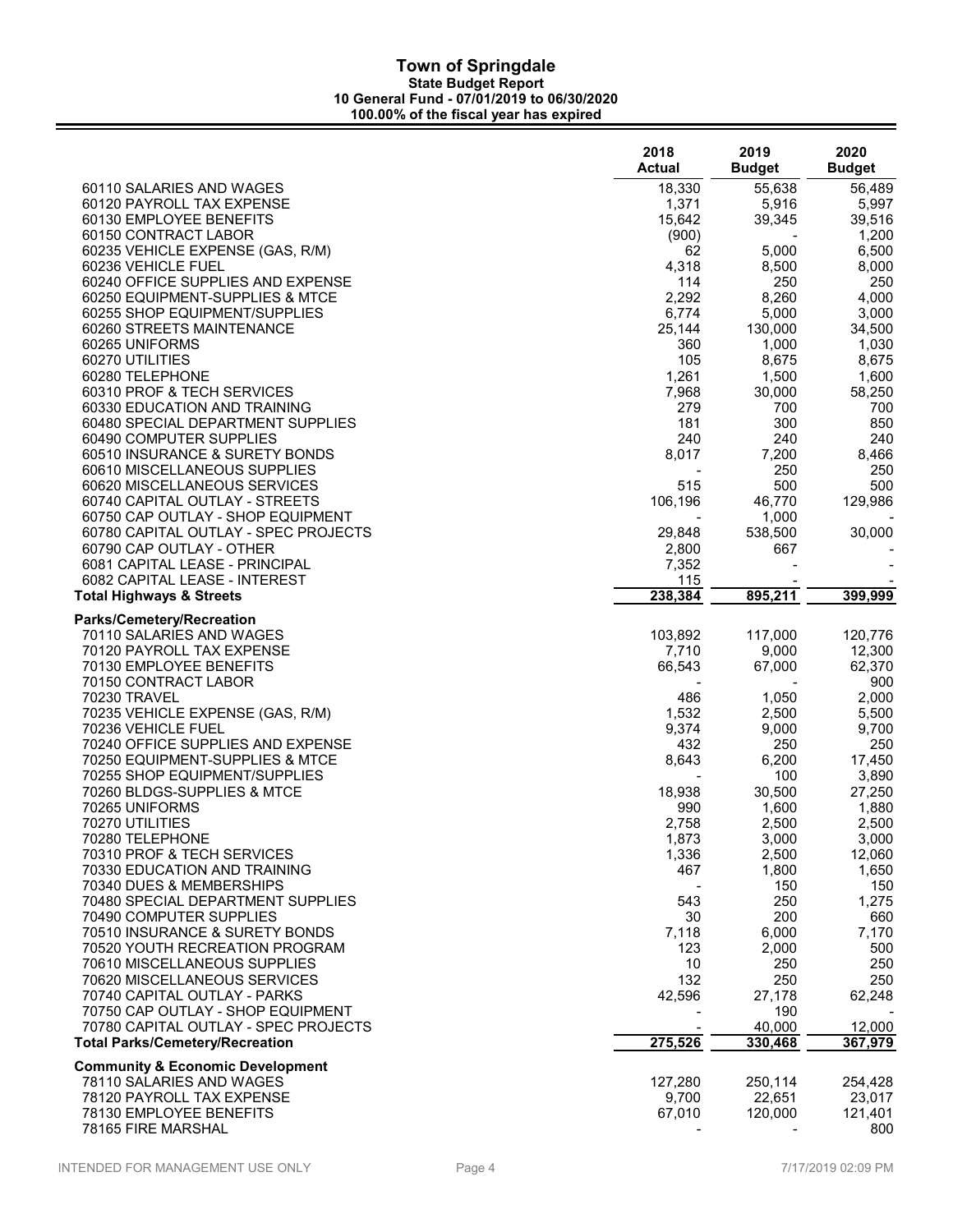# Town of Springdale

## State Budget Report

### 10 General Fund - 07/01/2019 to 06/30/2020

### 100.00% of the fiscal year has expired

| | 2018 Actual | 2019 Budget | 2020 Budget |
|---|---|---|---|
| 60110 SALARIES AND WAGES | 18,330 | 55,638 | 56,489 |
| 60120 PAYROLL TAX EXPENSE | 1,371 | 5,916 | 5,997 |
| 60130 EMPLOYEE BENEFITS | 15,642 | 39,345 | 39,516 |
| 60150 CONTRACT LABOR | (900) | - | 1,200 |
| 60235 VEHICLE EXPENSE (GAS, R/M) | 62 | 5,000 | 6,500 |
| 60236 VEHICLE FUEL | 4,318 | 8,500 | 8,000 |
| 60240 OFFICE SUPPLIES AND EXPENSE | 114 | 250 | 250 |
| 60250 EQUIPMENT-SUPPLIES & MTCE | 2,292 | 8,260 | 4,000 |
| 60255 SHOP EQUIPMENT/SUPPLIES | 6,774 | 5,000 | 3,000 |
| 60260 STREETS MAINTENANCE | 25,144 | 130,000 | 34,500 |
| 60265 UNIFORMS | 360 | 1,000 | 1,030 |
| 60270 UTILITIES | 105 | 8,675 | 8,675 |
| 60280 TELEPHONE | 1,261 | 1,500 | 1,600 |
| 60310 PROF & TECH SERVICES | 7,968 | 30,000 | 58,250 |
| 60330 EDUCATION AND TRAINING | 279 | 700 | 700 |
| 60480 SPECIAL DEPARTMENT SUPPLIES | 181 | 300 | 850 |
| 60490 COMPUTER SUPPLIES | 240 | 240 | 240 |
| 60510 INSURANCE & SURETY BONDS | 8,017 | 7,200 | 8,466 |
| 60610 MISCELLANEOUS SUPPLIES | - | 250 | 250 |
| 60620 MISCELLANEOUS SERVICES | 515 | 500 | 500 |
| 60740 CAPITAL OUTLAY - STREETS | 106,196 | 46,770 | 129,986 |
| 60750 CAP OUTLAY - SHOP EQUIPMENT | - | 1,000 | - |
| 60780 CAPITAL OUTLAY - SPEC PROJECTS | 29,848 | 538,500 | 30,000 |
| 60790 CAP OUTLAY - OTHER | 2,800 | 667 | - |
| 6081 CAPITAL LEASE - PRINCIPAL | 7,352 | - | - |
| 6082 CAPITAL LEASE - INTEREST | 115 | - | - |
| **Total Highways & Streets** | **238,384** | **895,211** | **399,999** |
| **Parks/Cemetery/Recreation** | | | |
| 70110 SALARIES AND WAGES | 103,892 | 117,000 | 120,776 |
| 70120 PAYROLL TAX EXPENSE | 7,710 | 9,000 | 12,300 |
| 70130 EMPLOYEE BENEFITS | 66,543 | 67,000 | 62,370 |
| 70150 CONTRACT LABOR | - | - | 900 |
| 70230 TRAVEL | 486 | 1,050 | 2,000 |
| 70235 VEHICLE EXPENSE (GAS, R/M) | 1,532 | 2,500 | 5,500 |
| 70236 VEHICLE FUEL | 9,374 | 9,000 | 9,700 |
| 70240 OFFICE SUPPLIES AND EXPENSE | 432 | 250 | 250 |
| 70250 EQUIPMENT-SUPPLIES & MTCE | 8,643 | 6,200 | 17,450 |
| 70255 SHOP EQUIPMENT/SUPPLIES | - | 100 | 3,890 |
| 70260 BLDGS-SUPPLIES & MTCE | 18,938 | 30,500 | 27,250 |
| 70265 UNIFORMS | 990 | 1,600 | 1,880 |
| 70270 UTILITIES | 2,758 | 2,500 | 2,500 |
| 70280 TELEPHONE | 1,873 | 3,000 | 3,000 |
| 70310 PROF & TECH SERVICES | 1,336 | 2,500 | 12,060 |
| 70330 EDUCATION AND TRAINING | 467 | 1,800 | 1,650 |
| 70340 DUES & MEMBERSHIPS | - | 150 | 150 |
| 70480 SPECIAL DEPARTMENT SUPPLIES | 543 | 250 | 1,275 |
| 70490 COMPUTER SUPPLIES | 30 | 200 | 660 |
| 70510 INSURANCE & SURETY BONDS | 7,118 | 6,000 | 7,170 |
| 70520 YOUTH RECREATION PROGRAM | 123 | 2,000 | 500 |
| 70610 MISCELLANEOUS SUPPLIES | 10 | 250 | 250 |
| 70620 MISCELLANEOUS SERVICES | 132 | 250 | 250 |
| 70740 CAPITAL OUTLAY - PARKS | 42,596 | 27,178 | 62,248 |
| 70750 CAP OUTLAY - SHOP EQUIPMENT | - | 190 | - |
| 70780 CAPITAL OUTLAY - SPEC PROJECTS | - | 40,000 | 12,000 |
| **Total Parks/Cemetery/Recreation** | **275,526** | **330,468** | **367,979** |
| **Community & Economic Development** | | | |
| 78110 SALARIES AND WAGES | 127,280 | 250,114 | 254,428 |
| 78120 PAYROLL TAX EXPENSE | 9,700 | 22,651 | 23,017 |
| 78130 EMPLOYEE BENEFITS | 67,010 | 120,000 | 121,401 |
| 78165 FIRE MARSHAL | - | - | 800 |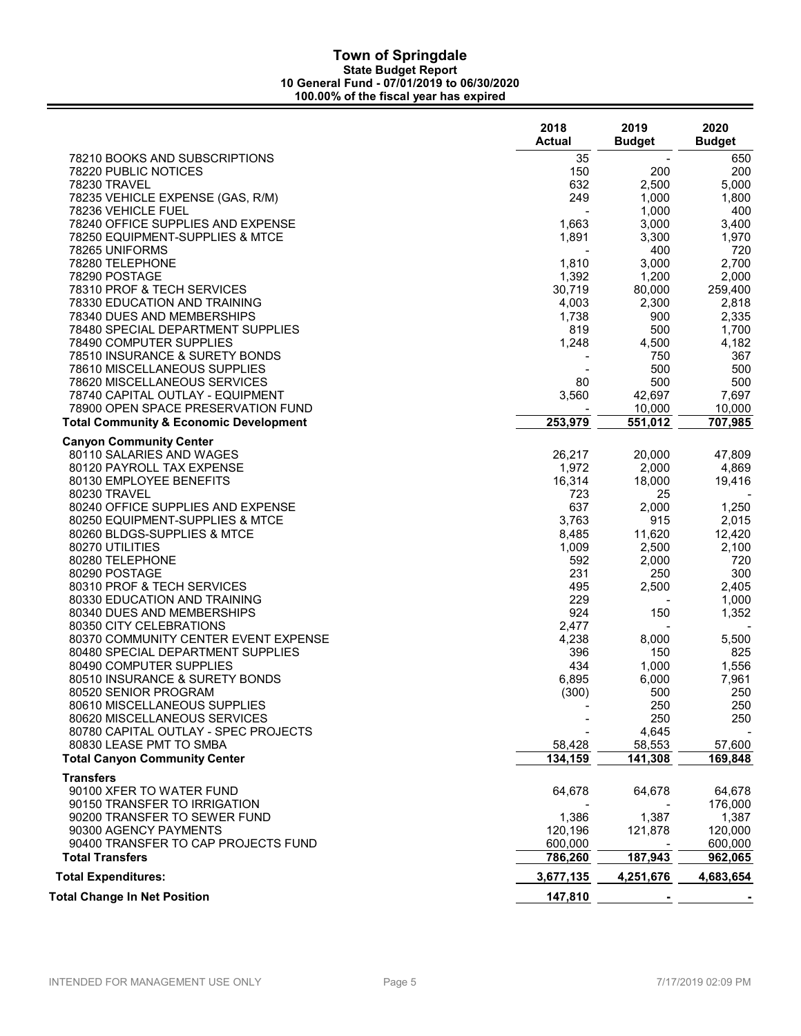# Town of Springdale

**State Budget Report**
**10 General Fund - 07/01/2019 to 06/30/2020**
**100.00% of the fiscal year has expired**

| | 2018 Actual | 2019 Budget | 2020 Budget |
|---|---|---|---|
| 78210 BOOKS AND SUBSCRIPTIONS | 35 | - | 650 |
| 78220 PUBLIC NOTICES | 150 | 200 | 200 |
| 78230 TRAVEL | 632 | 2,500 | 5,000 |
| 78235 VEHICLE EXPENSE (GAS, R/M) | 249 | 1,000 | 1,800 |
| 78236 VEHICLE FUEL | - | 1,000 | 400 |
| 78240 OFFICE SUPPLIES AND EXPENSE | 1,663 | 3,000 | 3,400 |
| 78250 EQUIPMENT-SUPPLIES & MTCE | 1,891 | 3,300 | 1,970 |
| 78265 UNIFORMS | - | 400 | 720 |
| 78280 TELEPHONE | 1,810 | 3,000 | 2,700 |
| 78290 POSTAGE | 1,392 | 1,200 | 2,000 |
| 78310 PROF & TECH SERVICES | 30,719 | 80,000 | 259,400 |
| 78330 EDUCATION AND TRAINING | 4,003 | 2,300 | 2,818 |
| 78340 DUES AND MEMBERSHIPS | 1,738 | 900 | 2,335 |
| 78480 SPECIAL DEPARTMENT SUPPLIES | 819 | 500 | 1,700 |
| 78490 COMPUTER SUPPLIES | 1,248 | 4,500 | 4,182 |
| 78510 INSURANCE & SURETY BONDS | - | 750 | 367 |
| 78610 MISCELLANEOUS SUPPLIES | - | 500 | 500 |
| 78620 MISCELLANEOUS SERVICES | 80 | 500 | 500 |
| 78740 CAPITAL OUTLAY - EQUIPMENT | 3,560 | 42,697 | 7,697 |
| 78900 OPEN SPACE PRESERVATION FUND | - | 10,000 | 10,000 |
| **Total Community & Economic Development** | **253,979** | **551,012** | **707,985** |
| **Canyon Community Center** | | | |
| 80110 SALARIES AND WAGES | 26,217 | 20,000 | 47,809 |
| 80120 PAYROLL TAX EXPENSE | 1,972 | 2,000 | 4,869 |
| 80130 EMPLOYEE BENEFITS | 16,314 | 18,000 | 19,416 |
| 80230 TRAVEL | 723 | 25 | - |
| 80240 OFFICE SUPPLIES AND EXPENSE | 637 | 2,000 | 1,250 |
| 80250 EQUIPMENT-SUPPLIES & MTCE | 3,763 | 915 | 2,015 |
| 80260 BLDGS-SUPPLIES & MTCE | 8,485 | 11,620 | 12,420 |
| 80270 UTILITIES | 1,009 | 2,500 | 2,100 |
| 80280 TELEPHONE | 592 | 2,000 | 720 |
| 80290 POSTAGE | 231 | 250 | 300 |
| 80310 PROF & TECH SERVICES | 495 | 2,500 | 2,405 |
| 80330 EDUCATION AND TRAINING | 229 | - | 1,000 |
| 80340 DUES AND MEMBERSHIPS | 924 | 150 | 1,352 |
| 80350 CITY CELEBRATIONS | 2,477 | - | - |
| 80370 COMMUNITY CENTER EVENT EXPENSE | 4,238 | 8,000 | 5,500 |
| 80480 SPECIAL DEPARTMENT SUPPLIES | 396 | 150 | 825 |
| 80490 COMPUTER SUPPLIES | 434 | 1,000 | 1,556 |
| 80510 INSURANCE & SURETY BONDS | 6,895 | 6,000 | 7,961 |
| 80520 SENIOR PROGRAM | (300) | 500 | 250 |
| 80610 MISCELLANEOUS SUPPLIES | - | 250 | 250 |
| 80620 MISCELLANEOUS SERVICES | - | 250 | 250 |
| 80780 CAPITAL OUTLAY - SPEC PROJECTS | - | 4,645 | - |
| 80830 LEASE PMT TO SMBA | 58,428 | 58,553 | 57,600 |
| **Total Canyon Community Center** | **134,159** | **141,308** | **169,848** |
| **Transfers** | | | |
| 90100 XFER TO WATER FUND | 64,678 | 64,678 | 64,678 |
| 90150 TRANSFER TO IRRIGATION | - | - | 176,000 |
| 90200 TRANSFER TO SEWER FUND | 1,386 | 1,387 | 1,387 |
| 90300 AGENCY PAYMENTS | 120,196 | 121,878 | 120,000 |
| 90400 TRANSFER TO CAP PROJECTS FUND | 600,000 | - | 600,000 |
| **Total Transfers** | **786,260** | **187,943** | **962,065** |
| **Total Expenditures:** | **3,677,135** | **4,251,676** | **4,683,654** |
| **Total Change In Net Position** | **147,810** | **-** | **-** |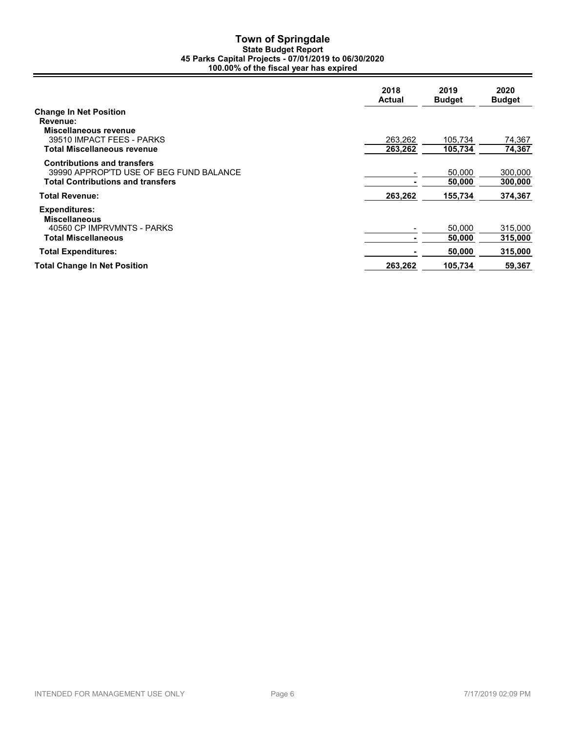# Town of Springdale

**State Budget Report**

**45 Parks Capital Projects - 07/01/2019 to 06/30/2020**

**100.00% of the fiscal year has expired**

| | 2018 Actual | 2019 Budget | 2020 Budget |
|---|---|---|---|
| **Change In Net Position** | | | |
| **Revenue:** | | | |
| **Miscellaneous revenue** | | | |
| 39510 IMPACT FEES - PARKS | 263,262 | 105,734 | 74,367 |
| **Total Miscellaneous revenue** | **263,262** | **105,734** | **74,367** |
| **Contributions and transfers** | | | |
| 39990 APPROP'TD USE OF BEG FUND BALANCE | - | 50,000 | 300,000 |
| **Total Contributions and transfers** | **-** | **50,000** | **300,000** |
| **Total Revenue:** | **263,262** | **155,734** | **374,367** |
| **Expenditures:** | | | |
| **Miscellaneous** | | | |
| 40560 CP IMPRVMNTS - PARKS | - | 50,000 | 315,000 |
| **Total Miscellaneous** | **-** | **50,000** | **315,000** |
| **Total Expenditures:** | **-** | **50,000** | **315,000** |
| **Total Change In Net Position** | **263,262** | **105,734** | **59,367** |

INTENDED FOR MANAGEMENT USE ONLY

7/17/2019 02:09 PM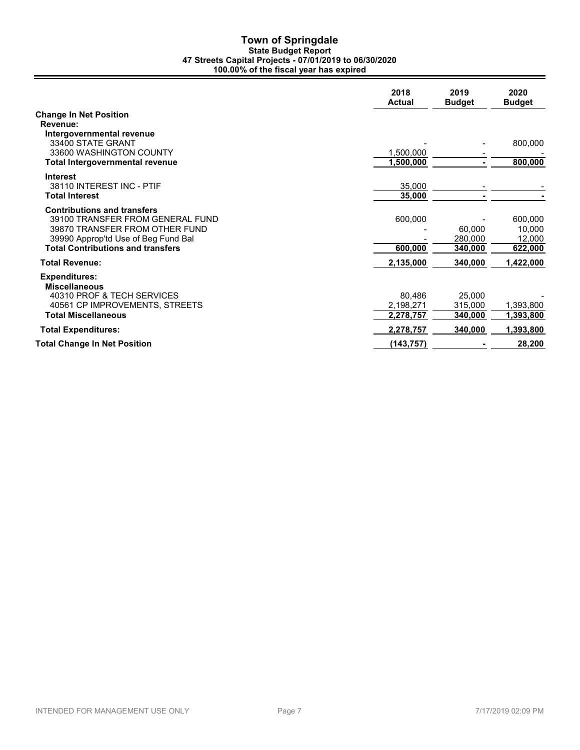# Town of Springdale

### State Budget Report

### 47 Streets Capital Projects - 07/01/2019 to 06/30/2020

### 100.00% of the fiscal year has expired

| | 2018 Actual | 2019 Budget | 2020 Budget |
|---|---|---|---|
| **Change In Net Position** | | | |
| **Revenue:** | | | |
| **Intergovernmental revenue** | | | |
| 33400 STATE GRANT | - | - | 800,000 |
| 33600 WASHINGTON COUNTY | 1,500,000 | - | - |
| **Total Intergovernmental revenue** | **1,500,000** | **-** | **800,000** |
| **Interest** | | | |
| 38110 INTEREST INC - PTIF | 35,000 | - | - |
| **Total Interest** | **35,000** | **-** | **-** |
| **Contributions and transfers** | | | |
| 39100 TRANSFER FROM GENERAL FUND | 600,000 | - | 600,000 |
| 39870 TRANSFER FROM OTHER FUND | - | 60,000 | 10,000 |
| 39990 Approp'td Use of Beg Fund Bal | - | 280,000 | 12,000 |
| **Total Contributions and transfers** | **600,000** | **340,000** | **622,000** |
| **Total Revenue:** | **2,135,000** | **340,000** | **1,422,000** |
| **Expenditures:** | | | |
| **Miscellaneous** | | | |
| 40310 PROF & TECH SERVICES | 80,486 | 25,000 | - |
| 40561 CP IMPROVEMENTS, STREETS | 2,198,271 | 315,000 | 1,393,800 |
| **Total Miscellaneous** | **2,278,757** | **340,000** | **1,393,800** |
| **Total Expenditures:** | **2,278,757** | **340,000** | **1,393,800** |
| **Total Change In Net Position** | **(143,757)** | **-** | **28,200** |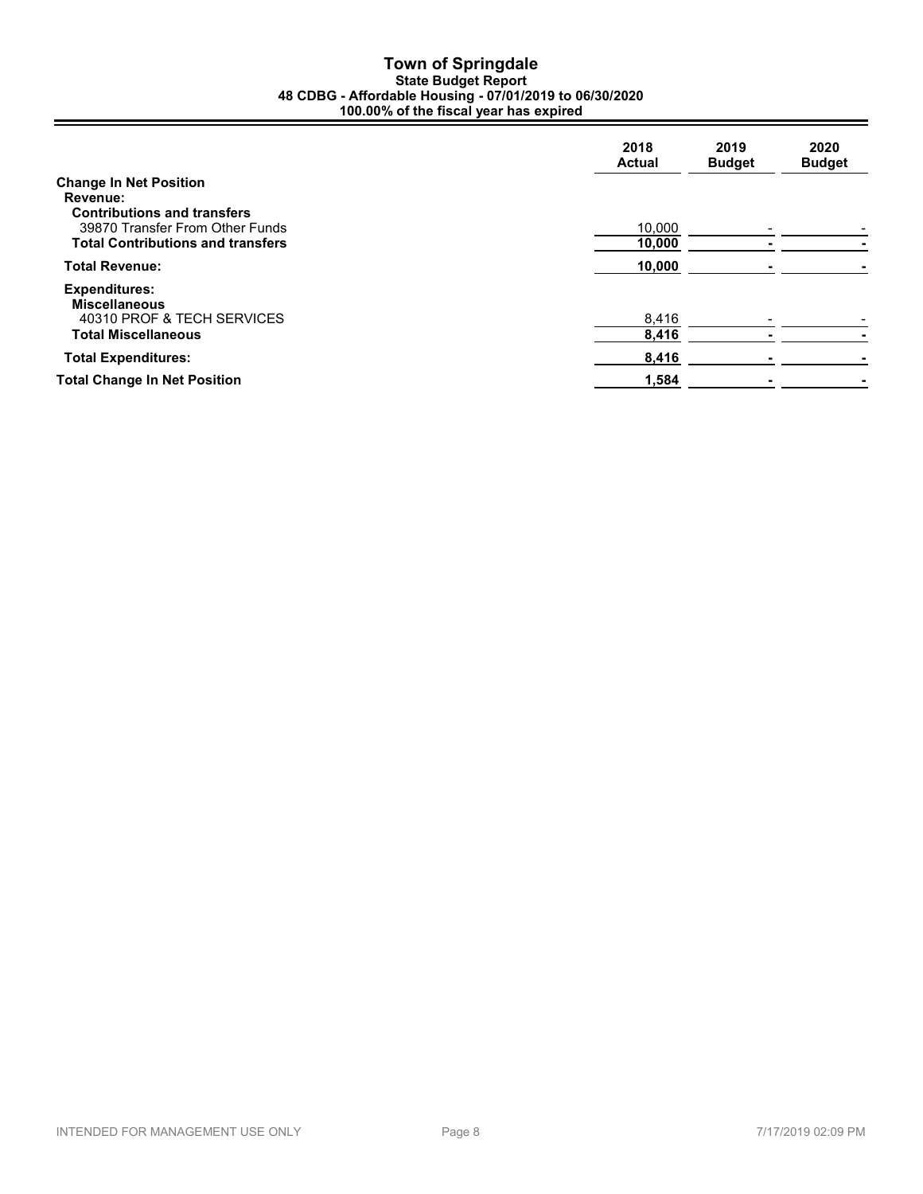# Town of Springdale

## State Budget Report

### 48 CDBG - Affordable Housing - 07/01/2019 to 06/30/2020

**100.00% of the fiscal year has expired**

| | 2018 Actual | 2019 Budget | 2020 Budget |
|---|---|---|---|
| **Change In Net Position** | | | |
| **Revenue:** | | | |
| **Contributions and transfers** | | | |
| 39870 Transfer From Other Funds | 10,000 | - | - |
| **Total Contributions and transfers** | **10,000** | **-** | **-** |
| **Total Revenue:** | **10,000** | **-** | **-** |
| **Expenditures:** | | | |
| **Miscellaneous** | | | |
| 40310 PROF & TECH SERVICES | 8,416 | - | - |
| **Total Miscellaneous** | **8,416** | **-** | **-** |
| **Total Expenditures:** | **8,416** | **-** | **-** |
| **Total Change In Net Position** | **1,584** | **-** | **-** |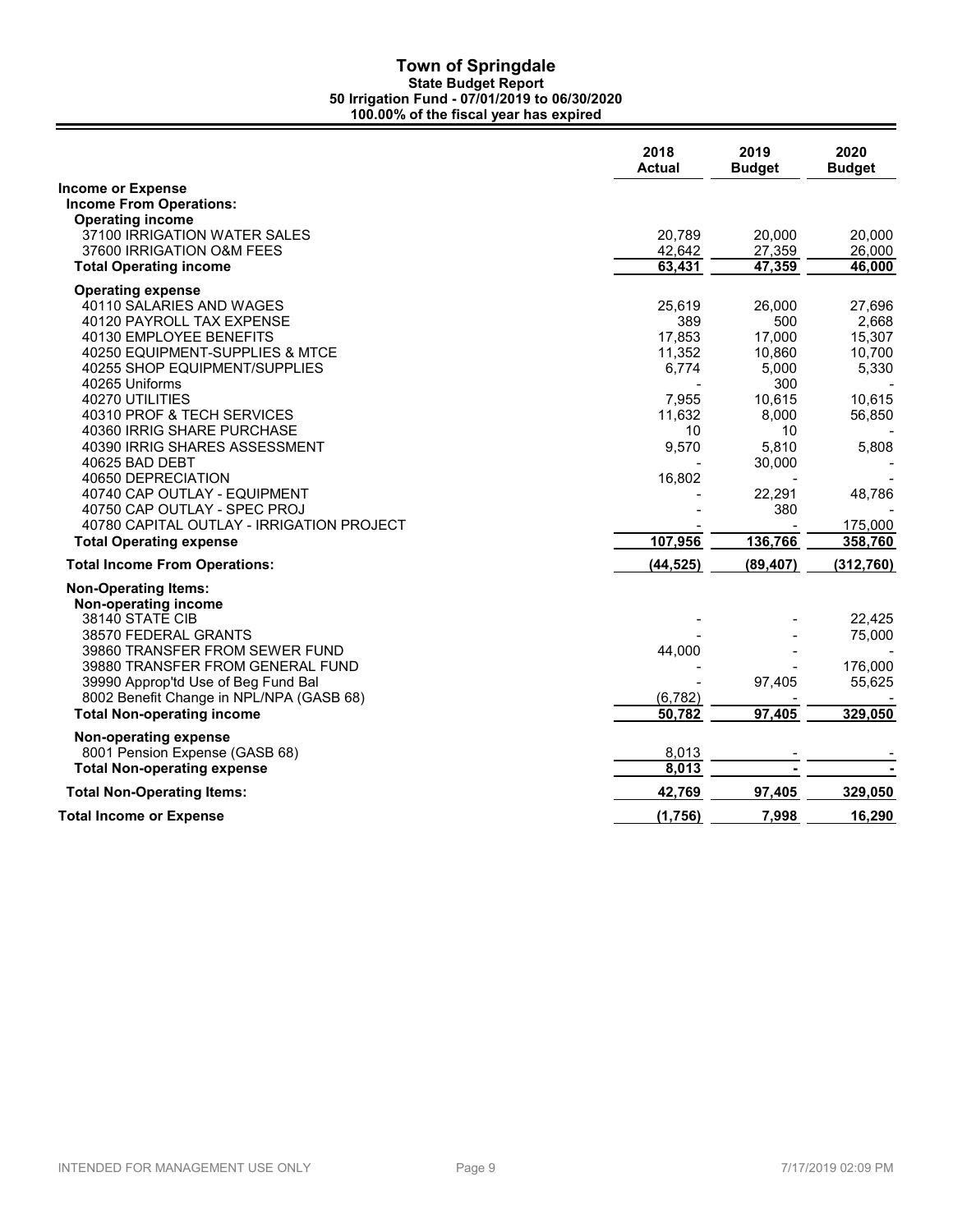# Town of Springdale

## State Budget Report

### 50 Irrigation Fund - 07/01/2019 to 06/30/2020

### 100.00% of the fiscal year has expired

| | 2018 Actual | 2019 Budget | 2020 Budget |
|---|---|---|---|
| **Income or Expense** | | | |
| **Income From Operations:** | | | |
| **Operating income** | | | |
| 37100 IRRIGATION WATER SALES | 20,789 | 20,000 | 20,000 |
| 37600 IRRIGATION O&M FEES | 42,642 | 27,359 | 26,000 |
| **Total Operating income** | **63,431** | **47,359** | **46,000** |
| **Operating expense** | | | |
| 40110 SALARIES AND WAGES | 25,619 | 26,000 | 27,696 |
| 40120 PAYROLL TAX EXPENSE | 389 | 500 | 2,668 |
| 40130 EMPLOYEE BENEFITS | 17,853 | 17,000 | 15,307 |
| 40250 EQUIPMENT-SUPPLIES & MTCE | 11,352 | 10,860 | 10,700 |
| 40255 SHOP EQUIPMENT/SUPPLIES | 6,774 | 5,000 | 5,330 |
| 40265 Uniforms | - | 300 | - |
| 40270 UTILITIES | 7,955 | 10,615 | 10,615 |
| 40310 PROF & TECH SERVICES | 11,632 | 8,000 | 56,850 |
| 40360 IRRIG SHARE PURCHASE | 10 | 10 | - |
| 40390 IRRIG SHARES ASSESSMENT | 9,570 | 5,810 | 5,808 |
| 40625 BAD DEBT | - | 30,000 | - |
| 40650 DEPRECIATION | 16,802 | - | - |
| 40740 CAP OUTLAY - EQUIPMENT | - | 22,291 | 48,786 |
| 40750 CAP OUTLAY - SPEC PROJ | - | 380 | - |
| 40780 CAPITAL OUTLAY - IRRIGATION PROJECT | - | - | 175,000 |
| **Total Operating expense** | **107,956** | **136,766** | **358,760** |
| **Total Income From Operations:** | **(44,525)** | **(89,407)** | **(312,760)** |
| **Non-Operating Items:** | | | |
| **Non-operating income** | | | |
| 38140 STATE CIB | - | - | 22,425 |
| 38570 FEDERAL GRANTS | - | - | 75,000 |
| 39860 TRANSFER FROM SEWER FUND | 44,000 | - | - |
| 39880 TRANSFER FROM GENERAL FUND | - | - | 176,000 |
| 39990 Approp'td Use of Beg Fund Bal | - | 97,405 | 55,625 |
| 8002 Benefit Change in NPL/NPA (GASB 68) | (6,782) | - | - |
| **Total Non-operating income** | **50,782** | **97,405** | **329,050** |
| **Non-operating expense** | | | |
| 8001 Pension Expense (GASB 68) | 8,013 | - | - |
| **Total Non-operating expense** | **8,013** | **-** | **-** |
| **Total Non-Operating Items:** | **42,769** | **97,405** | **329,050** |
| **Total Income or Expense** | **(1,756)** | **7,998** | **16,290** |

INTENDED FOR MANAGEMENT USE ONLY

7/17/2019 02:09 PM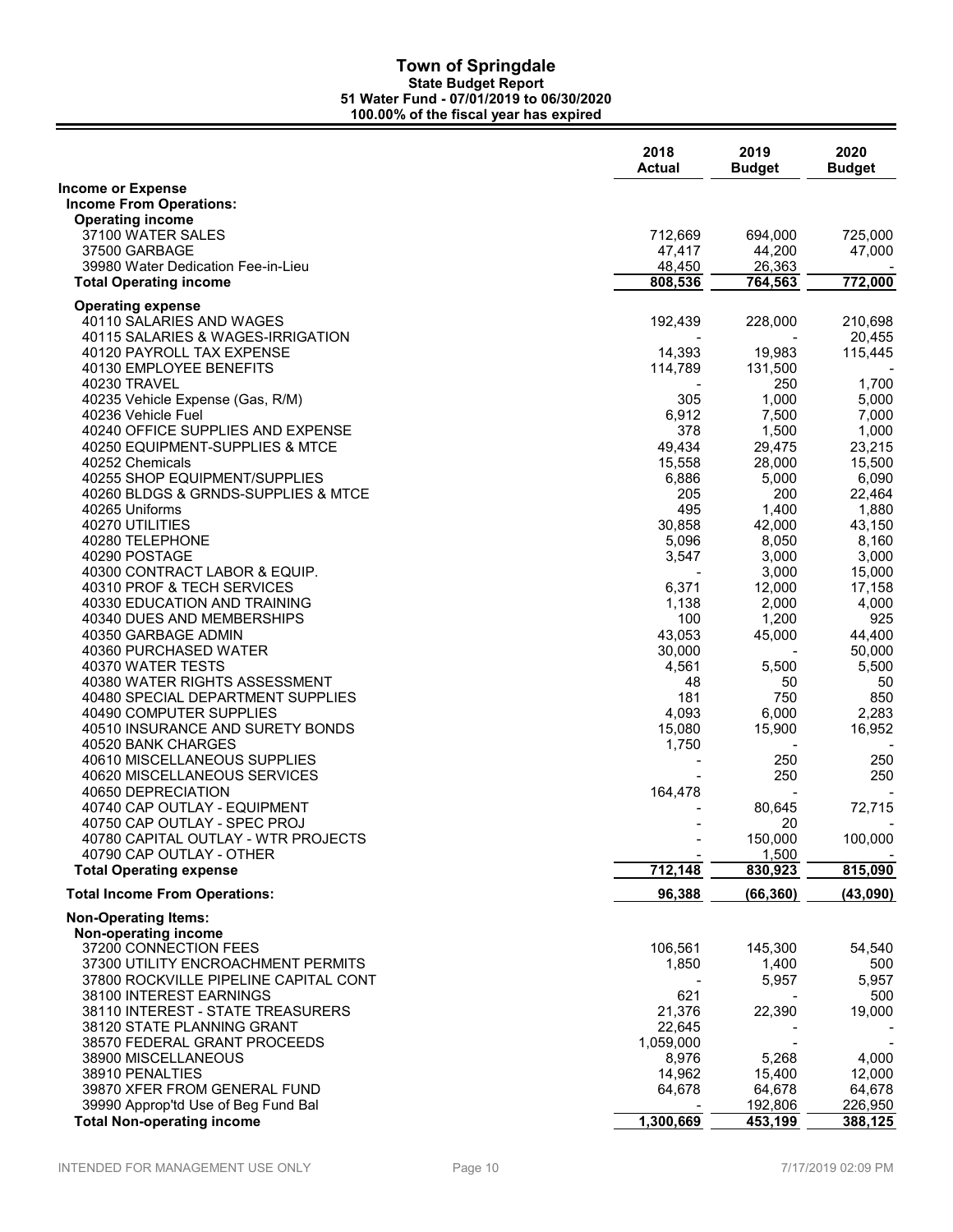# Town of Springdale

## State Budget Report

### 51 Water Fund - 07/01/2019 to 06/30/2020

### 100.00% of the fiscal year has expired

| | 2018 Actual | 2019 Budget | 2020 Budget |
|---|---|---|---|
| **Income or Expense** | | | |
| **Income From Operations:** | | | |
| **Operating income** | | | |
| 37100 WATER SALES | 712,669 | 694,000 | 725,000 |
| 37500 GARBAGE | 47,417 | 44,200 | 47,000 |
| 39980 Water Dedication Fee-in-Lieu | 48,450 | 26,363 | - |
| **Total Operating income** | 808,536 | 764,563 | 772,000 |
| **Operating expense** | | | |
| 40110 SALARIES AND WAGES | 192,439 | 228,000 | 210,698 |
| 40115 SALARIES & WAGES-IRRIGATION | - | - | 20,455 |
| 40120 PAYROLL TAX EXPENSE | 14,393 | 19,983 | 115,445 |
| 40130 EMPLOYEE BENEFITS | 114,789 | 131,500 | - |
| 40230 TRAVEL | - | 250 | 1,700 |
| 40235 Vehicle Expense (Gas, R/M) | 305 | 1,000 | 5,000 |
| 40236 Vehicle Fuel | 6,912 | 7,500 | 7,000 |
| 40240 OFFICE SUPPLIES AND EXPENSE | 378 | 1,500 | 1,000 |
| 40250 EQUIPMENT-SUPPLIES & MTCE | 49,434 | 29,475 | 23,215 |
| 40252 Chemicals | 15,558 | 28,000 | 15,500 |
| 40255 SHOP EQUIPMENT/SUPPLIES | 6,886 | 5,000 | 6,090 |
| 40260 BLDGS & GRNDS-SUPPLIES & MTCE | 205 | 200 | 22,464 |
| 40265 Uniforms | 495 | 1,400 | 1,880 |
| 40270 UTILITIES | 30,858 | 42,000 | 43,150 |
| 40280 TELEPHONE | 5,096 | 8,050 | 8,160 |
| 40290 POSTAGE | 3,547 | 3,000 | 3,000 |
| 40300 CONTRACT LABOR & EQUIP. | - | 3,000 | 15,000 |
| 40310 PROF & TECH SERVICES | 6,371 | 12,000 | 17,158 |
| 40330 EDUCATION AND TRAINING | 1,138 | 2,000 | 4,000 |
| 40340 DUES AND MEMBERSHIPS | 100 | 1,200 | 925 |
| 40350 GARBAGE ADMIN | 43,053 | 45,000 | 44,400 |
| 40360 PURCHASED WATER | 30,000 | - | 50,000 |
| 40370 WATER TESTS | 4,561 | 5,500 | 5,500 |
| 40380 WATER RIGHTS ASSESSMENT | 48 | 50 | 50 |
| 40480 SPECIAL DEPARTMENT SUPPLIES | 181 | 750 | 850 |
| 40490 COMPUTER SUPPLIES | 4,093 | 6,000 | 2,283 |
| 40510 INSURANCE AND SURETY BONDS | 15,080 | 15,900 | 16,952 |
| 40520 BANK CHARGES | 1,750 | - | - |
| 40610 MISCELLANEOUS SUPPLIES | - | 250 | 250 |
| 40620 MISCELLANEOUS SERVICES | - | 250 | 250 |
| 40650 DEPRECIATION | 164,478 | - | - |
| 40740 CAP OUTLAY - EQUIPMENT | - | 80,645 | 72,715 |
| 40750 CAP OUTLAY - SPEC PROJ | - | 20 | - |
| 40780 CAPITAL OUTLAY - WTR PROJECTS | - | 150,000 | 100,000 |
| 40790 CAP OUTLAY - OTHER | - | 1,500 | - |
| **Total Operating expense** | 712,148 | 830,923 | 815,090 |
| **Total Income From Operations:** | 96,388 | (66,360) | (43,090) |
| **Non-Operating Items:** | | | |
| **Non-operating income** | | | |
| 37200 CONNECTION FEES | 106,561 | 145,300 | 54,540 |
| 37300 UTILITY ENCROACHMENT PERMITS | 1,850 | 1,400 | 500 |
| 37800 ROCKVILLE PIPELINE CAPITAL CONT | - | 5,957 | 5,957 |
| 38100 INTEREST EARNINGS | 621 | - | 500 |
| 38110 INTEREST - STATE TREASURERS | 21,376 | 22,390 | 19,000 |
| 38120 STATE PLANNING GRANT | 22,645 | - | - |
| 38570 FEDERAL GRANT PROCEEDS | 1,059,000 | - | - |
| 38900 MISCELLANEOUS | 8,976 | 5,268 | 4,000 |
| 38910 PENALTIES | 14,962 | 15,400 | 12,000 |
| 39870 XFER FROM GENERAL FUND | 64,678 | 64,678 | 64,678 |
| 39990 Approp'td Use of Beg Fund Bal | - | 192,806 | 226,950 |
| **Total Non-operating income** | 1,300,669 | 453,199 | 388,125 |

INTENDED FOR MANAGEMENT USE ONLY

7/17/2019 02:09 PM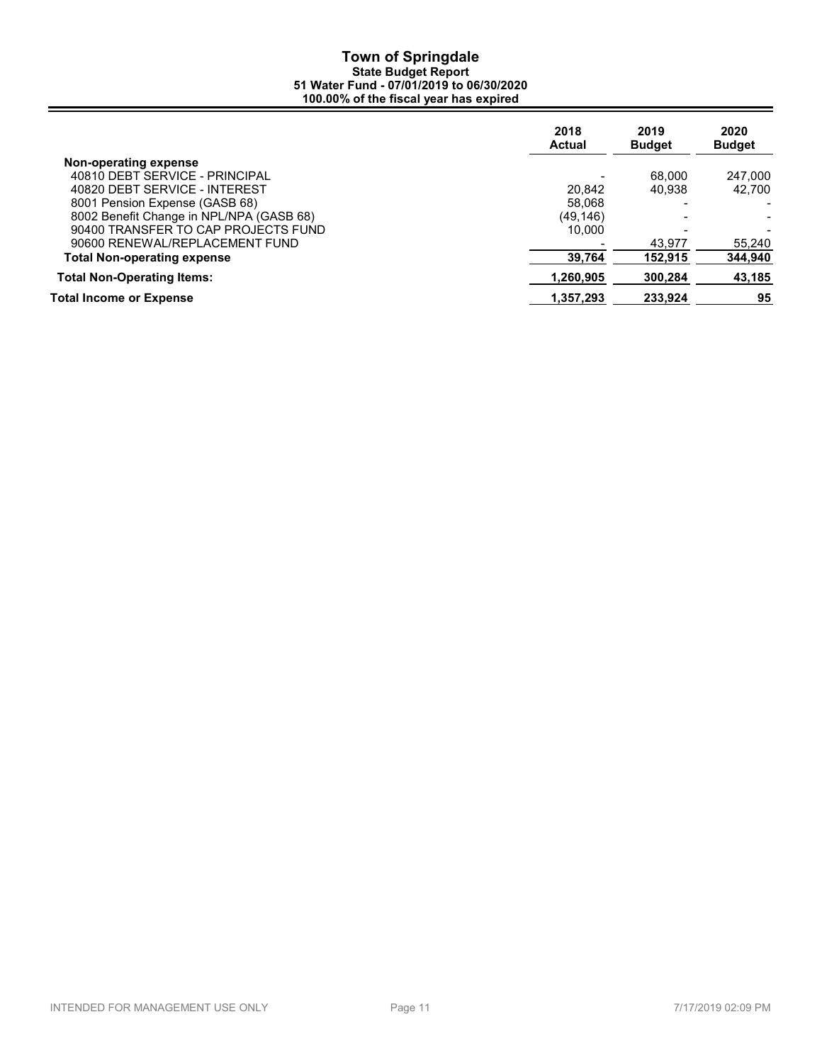# Town of Springdale

### State Budget Report

**51 Water Fund - 07/01/2019 to 06/30/2020**

**100.00% of the fiscal year has expired**

| | 2018 Actual | 2019 Budget | 2020 Budget |
|---|---|---|---|
| **Non-operating expense** | | | |
| 40810 DEBT SERVICE - PRINCIPAL | - | 68,000 | 247,000 |
| 40820 DEBT SERVICE - INTEREST | 20,842 | 40,938 | 42,700 |
| 8001 Pension Expense (GASB 68) | 58,068 | - | - |
| 8002 Benefit Change in NPL/NPA (GASB 68) | (49,146) | - | - |
| 90400 TRANSFER TO CAP PROJECTS FUND | 10,000 | - | - |
| 90600 RENEWAL/REPLACEMENT FUND | - | 43,977 | 55,240 |
| **Total Non-operating expense** | **39,764** | **152,915** | **344,940** |
| **Total Non-Operating Items:** | **1,260,905** | **300,284** | **43,185** |
| **Total Income or Expense** | **1,357,293** | **233,924** | **95** |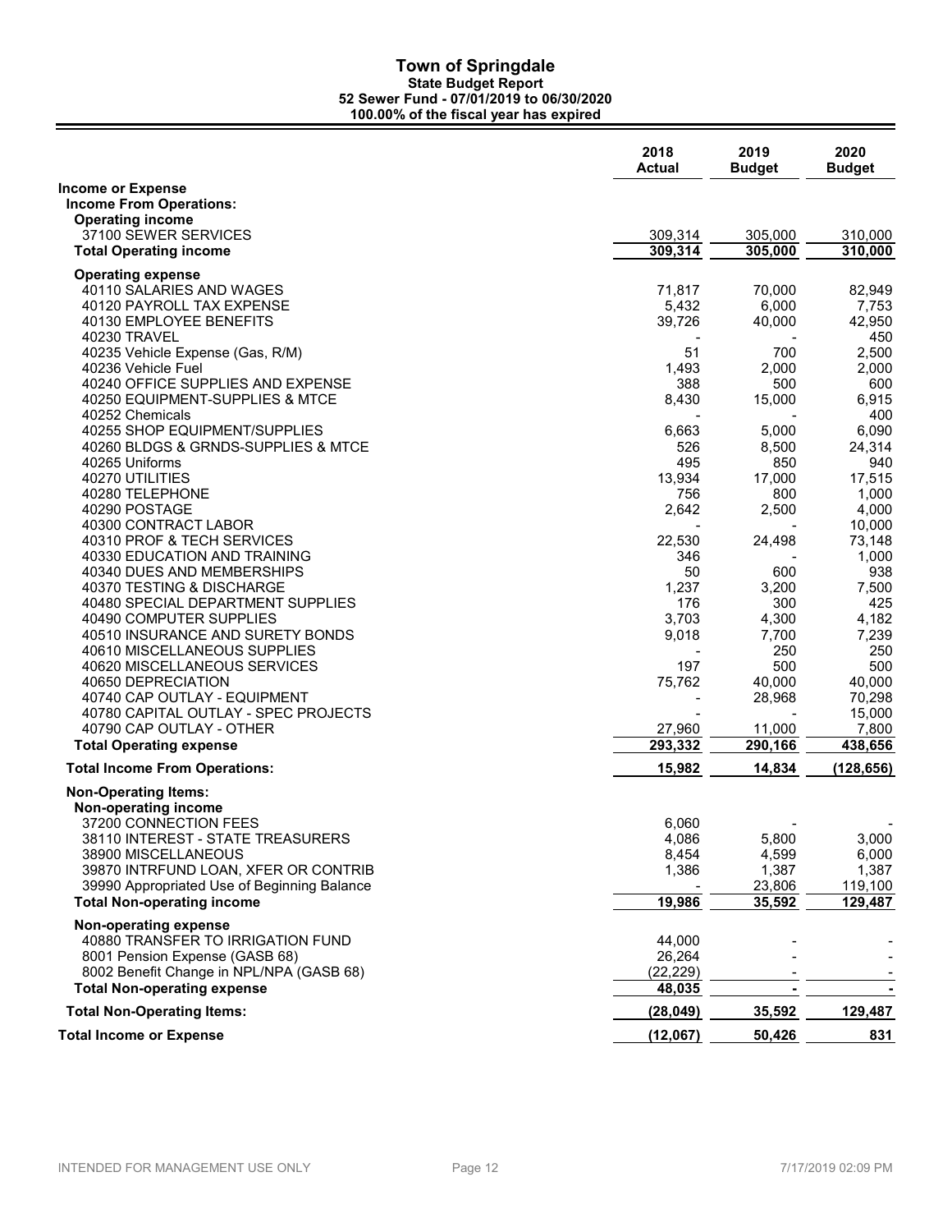# Town of Springdale

**State Budget Report**
**52 Sewer Fund - 07/01/2019 to 06/30/2020**
**100.00% of the fiscal year has expired**

| | 2018 Actual | 2019 Budget | 2020 Budget |
|---|---|---|---|
| **Income or Expense** | | | |
| **Income From Operations:** | | | |
| **Operating income** | | | |
| 37100 SEWER SERVICES | 309,314 | 305,000 | 310,000 |
| **Total Operating income** | **309,314** | **305,000** | **310,000** |
| **Operating expense** | | | |
| 40110 SALARIES AND WAGES | 71,817 | 70,000 | 82,949 |
| 40120 PAYROLL TAX EXPENSE | 5,432 | 6,000 | 7,753 |
| 40130 EMPLOYEE BENEFITS | 39,726 | 40,000 | 42,950 |
| 40230 TRAVEL | - | - | 450 |
| 40235 Vehicle Expense (Gas, R/M) | 51 | 700 | 2,500 |
| 40236 Vehicle Fuel | 1,493 | 2,000 | 2,000 |
| 40240 OFFICE SUPPLIES AND EXPENSE | 388 | 500 | 600 |
| 40250 EQUIPMENT-SUPPLIES & MTCE | 8,430 | 15,000 | 6,915 |
| 40252 Chemicals | - | - | 400 |
| 40255 SHOP EQUIPMENT/SUPPLIES | 6,663 | 5,000 | 6,090 |
| 40260 BLDGS & GRNDS-SUPPLIES & MTCE | 526 | 8,500 | 24,314 |
| 40265 Uniforms | 495 | 850 | 940 |
| 40270 UTILITIES | 13,934 | 17,000 | 17,515 |
| 40280 TELEPHONE | 756 | 800 | 1,000 |
| 40290 POSTAGE | 2,642 | 2,500 | 4,000 |
| 40300 CONTRACT LABOR | - | - | 10,000 |
| 40310 PROF & TECH SERVICES | 22,530 | 24,498 | 73,148 |
| 40330 EDUCATION AND TRAINING | 346 | - | 1,000 |
| 40340 DUES AND MEMBERSHIPS | 50 | 600 | 938 |
| 40370 TESTING & DISCHARGE | 1,237 | 3,200 | 7,500 |
| 40480 SPECIAL DEPARTMENT SUPPLIES | 176 | 300 | 425 |
| 40490 COMPUTER SUPPLIES | 3,703 | 4,300 | 4,182 |
| 40510 INSURANCE AND SURETY BONDS | 9,018 | 7,700 | 7,239 |
| 40610 MISCELLANEOUS SUPPLIES | - | 250 | 250 |
| 40620 MISCELLANEOUS SERVICES | 197 | 500 | 500 |
| 40650 DEPRECIATION | 75,762 | 40,000 | 40,000 |
| 40740 CAP OUTLAY - EQUIPMENT | - | 28,968 | 70,298 |
| 40780 CAPITAL OUTLAY - SPEC PROJECTS | - | - | 15,000 |
| 40790 CAP OUTLAY - OTHER | 27,960 | 11,000 | 7,800 |
| **Total Operating expense** | **293,332** | **290,166** | **438,656** |
| **Total Income From Operations:** | **15,982** | **14,834** | **(128,656)** |
| **Non-Operating Items:** | | | |
| **Non-operating income** | | | |
| 37200 CONNECTION FEES | 6,060 | - | - |
| 38110 INTEREST - STATE TREASURERS | 4,086 | 5,800 | 3,000 |
| 38900 MISCELLANEOUS | 8,454 | 4,599 | 6,000 |
| 39870 INTRFUND LOAN, XFER OR CONTRIB | 1,386 | 1,387 | 1,387 |
| 39990 Appropriated Use of Beginning Balance | - | 23,806 | 119,100 |
| **Total Non-operating income** | **19,986** | **35,592** | **129,487** |
| **Non-operating expense** | | | |
| 40880 TRANSFER TO IRRIGATION FUND | 44,000 | - | - |
| 8001 Pension Expense (GASB 68) | 26,264 | - | - |
| 8002 Benefit Change in NPL/NPA (GASB 68) | (22,229) | - | - |
| **Total Non-operating expense** | **48,035** | **-** | **-** |
| **Total Non-Operating Items:** | **(28,049)** | **35,592** | **129,487** |
| **Total Income or Expense** | **(12,067)** | **50,426** | **831** |

INTENDED FOR MANAGEMENT USE ONLY 7/17/2019 02:09 PM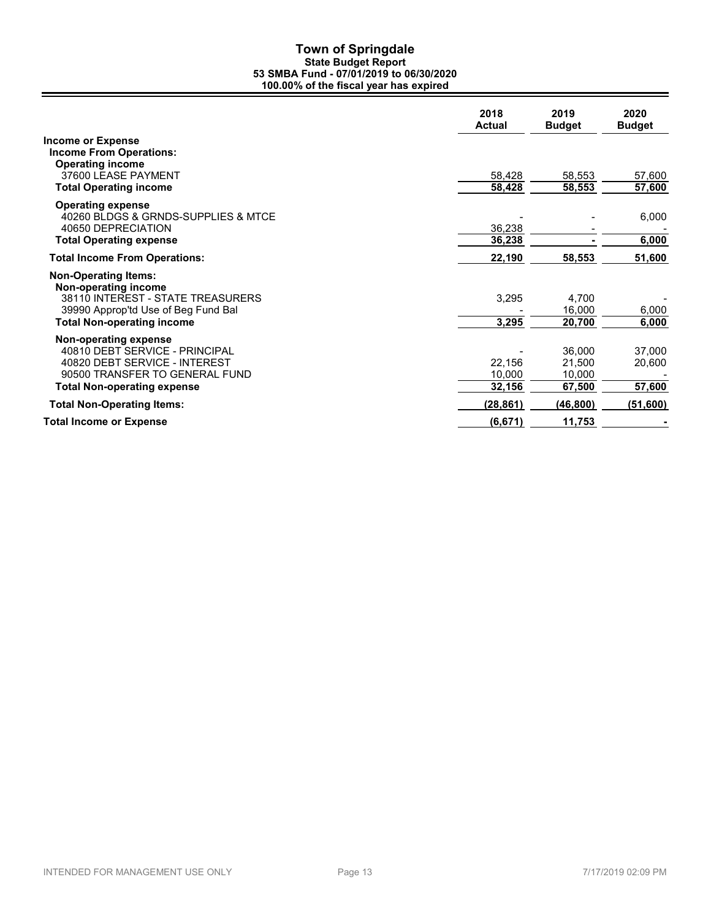# Town of Springdale

## State Budget Report

### 53 SMBA Fund - 07/01/2019 to 06/30/2020

### 100.00% of the fiscal year has expired

| | 2018 Actual | 2019 Budget | 2020 Budget |
|---|---|---|---|
| **Income or Expense** | | | |
| **Income From Operations:** | | | |
| **Operating income** | | | |
| 37600 LEASE PAYMENT | 58,428 | 58,553 | 57,600 |
| **Total Operating income** | **58,428** | **58,553** | **57,600** |
| **Operating expense** | | | |
| 40260 BLDGS & GRNDS-SUPPLIES & MTCE | - | - | 6,000 |
| 40650 DEPRECIATION | 36,238 | - | - |
| **Total Operating expense** | **36,238** | **-** | **6,000** |
| **Total Income From Operations:** | **22,190** | **58,553** | **51,600** |
| **Non-Operating Items:** | | | |
| **Non-operating income** | | | |
| 38110 INTEREST - STATE TREASURERS | 3,295 | 4,700 | - |
| 39990 Approp'td Use of Beg Fund Bal | - | 16,000 | 6,000 |
| **Total Non-operating income** | **3,295** | **20,700** | **6,000** |
| **Non-operating expense** | | | |
| 40810 DEBT SERVICE - PRINCIPAL | - | 36,000 | 37,000 |
| 40820 DEBT SERVICE - INTEREST | 22,156 | 21,500 | 20,600 |
| 90500 TRANSFER TO GENERAL FUND | 10,000 | 10,000 | - |
| **Total Non-operating expense** | **32,156** | **67,500** | **57,600** |
| **Total Non-Operating Items:** | **(28,861)** | **(46,800)** | **(51,600)** |
| **Total Income or Expense** | **(6,671)** | **11,753** | **-** |

INTENDED FOR MANAGEMENT USE ONLY

7/17/2019 02:09 PM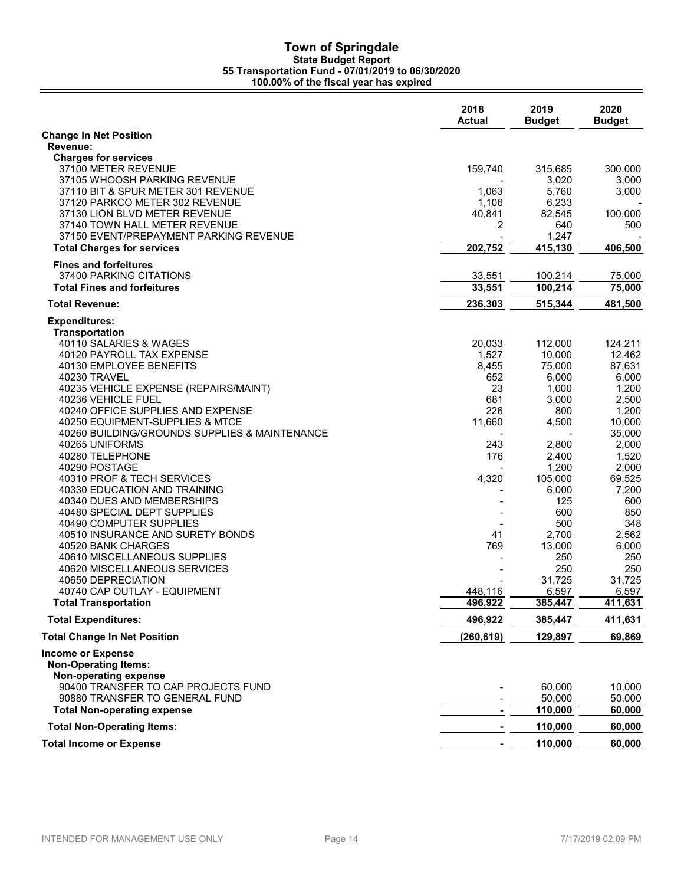# Town of Springdale

**State Budget Report**

**55 Transportation Fund - 07/01/2019 to 06/30/2020**

**100.00% of the fiscal year has expired**

| | 2018 Actual | 2019 Budget | 2020 Budget |
|---|---|---|---|
| **Change In Net Position** | | | |
| **Revenue:** | | | |
| **Charges for services** | | | |
| 37100 METER REVENUE | 159,740 | 315,685 | 300,000 |
| 37105 WHOOSH PARKING REVENUE | - | 3,020 | 3,000 |
| 37110 BIT & SPUR METER 301 REVENUE | 1,063 | 5,760 | 3,000 |
| 37120 PARKCO METER 302 REVENUE | 1,106 | 6,233 | - |
| 37130 LION BLVD METER REVENUE | 40,841 | 82,545 | 100,000 |
| 37140 TOWN HALL METER REVENUE | 2 | 640 | 500 |
| 37150 EVENT/PREPAYMENT PARKING REVENUE | - | 1,247 | - |
| **Total Charges for services** | **202,752** | **415,130** | **406,500** |
| **Fines and forfeitures** | | | |
| 37400 PARKING CITATIONS | 33,551 | 100,214 | 75,000 |
| **Total Fines and forfeitures** | **33,551** | **100,214** | **75,000** |
| **Total Revenue:** | **236,303** | **515,344** | **481,500** |
| **Expenditures:** | | | |
| **Transportation** | | | |
| 40110 SALARIES & WAGES | 20,033 | 112,000 | 124,211 |
| 40120 PAYROLL TAX EXPENSE | 1,527 | 10,000 | 12,462 |
| 40130 EMPLOYEE BENEFITS | 8,455 | 75,000 | 87,631 |
| 40230 TRAVEL | 652 | 6,000 | 6,000 |
| 40235 VEHICLE EXPENSE (REPAIRS/MAINT) | 23 | 1,000 | 1,200 |
| 40236 VEHICLE FUEL | 681 | 3,000 | 2,500 |
| 40240 OFFICE SUPPLIES AND EXPENSE | 226 | 800 | 1,200 |
| 40250 EQUIPMENT-SUPPLIES & MTCE | 11,660 | 4,500 | 10,000 |
| 40260 BUILDING/GROUNDS SUPPLIES & MAINTENANCE | - | - | 35,000 |
| 40265 UNIFORMS | 243 | 2,800 | 2,000 |
| 40280 TELEPHONE | 176 | 2,400 | 1,520 |
| 40290 POSTAGE | - | 1,200 | 2,000 |
| 40310 PROF & TECH SERVICES | 4,320 | 105,000 | 69,525 |
| 40330 EDUCATION AND TRAINING | - | 6,000 | 7,200 |
| 40340 DUES AND MEMBERSHIPS | - | 125 | 600 |
| 40480 SPECIAL DEPT SUPPLIES | - | 600 | 850 |
| 40490 COMPUTER SUPPLIES | - | 500 | 348 |
| 40510 INSURANCE AND SURETY BONDS | 41 | 2,700 | 2,562 |
| 40520 BANK CHARGES | 769 | 13,000 | 6,000 |
| 40610 MISCELLANEOUS SUPPLIES | - | 250 | 250 |
| 40620 MISCELLANEOUS SERVICES | - | 250 | 250 |
| 40650 DEPRECIATION | - | 31,725 | 31,725 |
| 40740 CAP OUTLAY - EQUIPMENT | 448,116 | 6,597 | 6,597 |
| **Total Transportation** | **496,922** | **385,447** | **411,631** |
| **Total Expenditures:** | **496,922** | **385,447** | **411,631** |
| **Total Change In Net Position** | **(260,619)** | **129,897** | **69,869** |
| **Income or Expense** | | | |
| **Non-Operating Items:** | | | |
| **Non-operating expense** | | | |
| 90400 TRANSFER TO CAP PROJECTS FUND | - | 60,000 | 10,000 |
| 90880 TRANSFER TO GENERAL FUND | - | 50,000 | 50,000 |
| **Total Non-operating expense** | **-** | **110,000** | **60,000** |
| **Total Non-Operating Items:** | **-** | **110,000** | **60,000** |
| **Total Income or Expense** | **-** | **110,000** | **60,000** |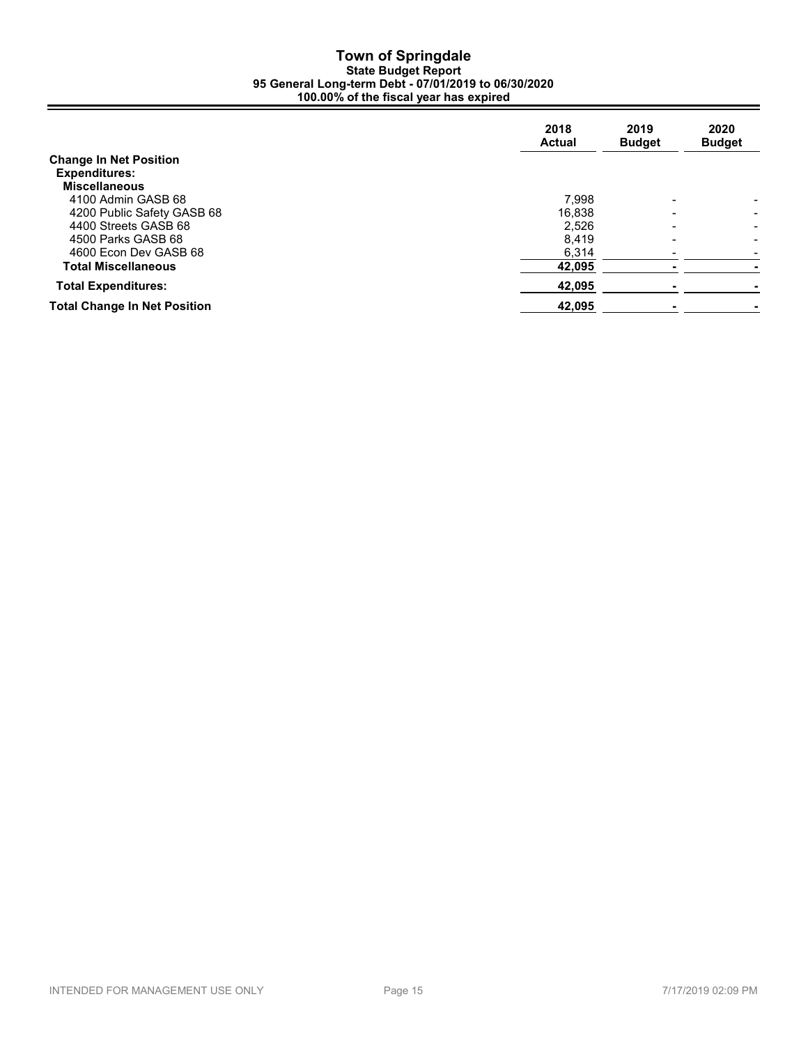# Town of Springdale

## State Budget Report

### 95 General Long-term Debt - 07/01/2019 to 06/30/2020

### 100.00% of the fiscal year has expired

| | 2018 Actual | 2019 Budget | 2020 Budget |
|---|---|---|---|
| **Change In Net Position** | | | |
| **Expenditures:** | | | |
| **Miscellaneous** | | | |
| 4100 Admin GASB 68 | 7,998 | - | - |
| 4200 Public Safety GASB 68 | 16,838 | - | - |
| 4400 Streets GASB 68 | 2,526 | - | - |
| 4500 Parks GASB 68 | 8,419 | - | - |
| 4600 Econ Dev GASB 68 | 6,314 | - | - |
| **Total Miscellaneous** | **42,095** | **-** | **-** |
| **Total Expenditures:** | **42,095** | **-** | **-** |
| **Total Change In Net Position** | **42,095** | **-** | **-** |

INTENDED FOR MANAGEMENT USE ONLY

7/17/2019 02:09 PM